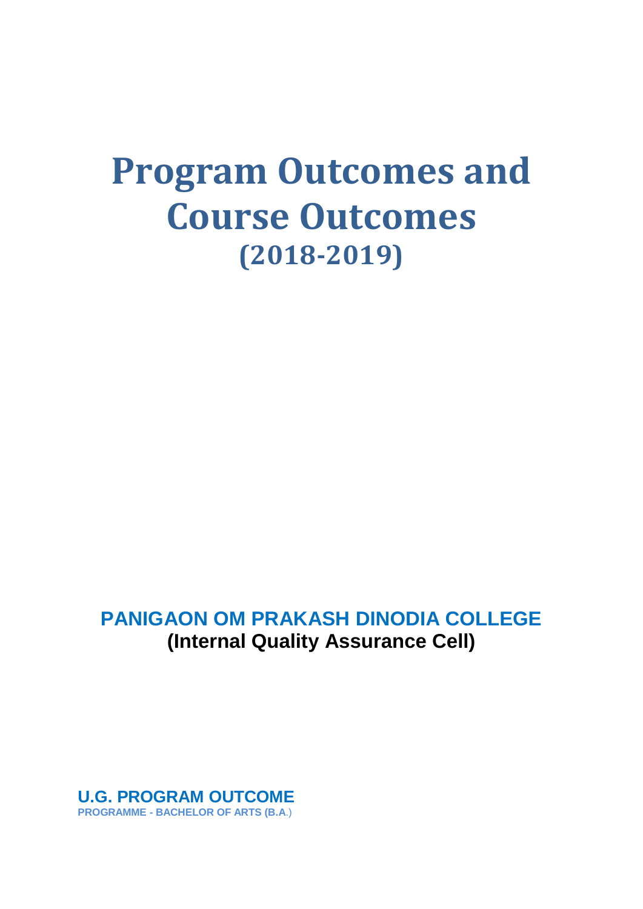# Program Outcomes and Course Outcomes

## (2018-2019)

**PANIGAON OM PRAKASH DINODIA COLLEGE**

**(Internal Quality Assurance Cell)**

## U.G. PROGRAM OUTCOME

**PROGRAMME - BACHELOR OF ARTS (B.A.)**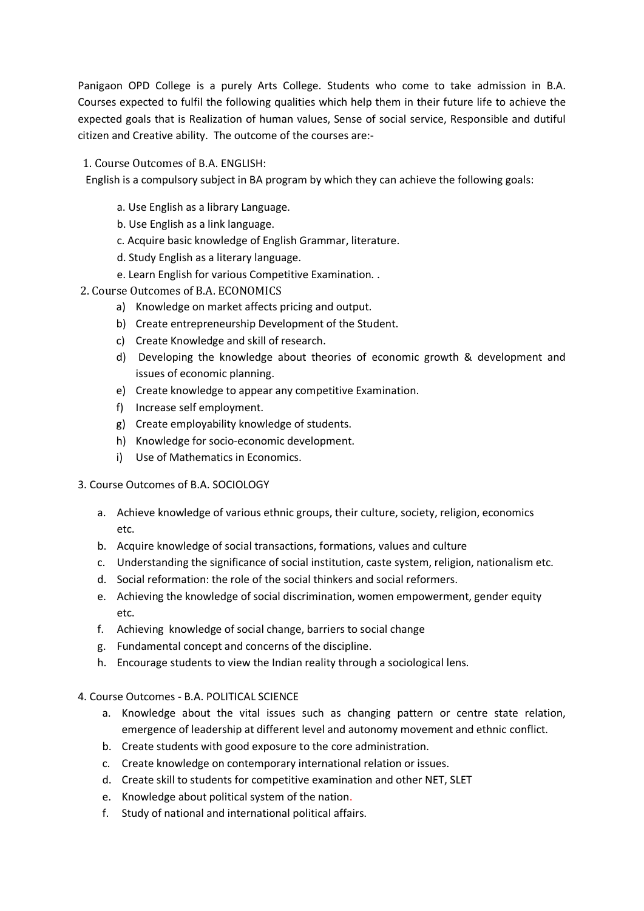Panigaon OPD College is a purely Arts College. Students who come to take admission in B.A. Courses expected to fulfil the following qualities which help them in their future life to achieve the expected goals that is Realization of human values, Sense of social service, Responsible and dutiful citizen and Creative ability. The outcome of the courses are:-

1. Course Outcomes of B.A. ENGLISH:

English is a compulsory subject in BA program by which they can achieve the following goals:

a. Use English as a library Language.
b. Use English as a link language.
c. Acquire basic knowledge of English Grammar, literature.
d. Study English as a literary language.
e. Learn English for various Competitive Examination. .

2. Course Outcomes of B.A. ECONOMICS

a) Knowledge on market affects pricing and output.
b) Create entrepreneurship Development of the Student.
c) Create Knowledge and skill of research.
d) Developing the knowledge about theories of economic growth & development and issues of economic planning.
e) Create knowledge to appear any competitive Examination.
f) Increase self employment.
g) Create employability knowledge of students.
h) Knowledge for socio-economic development.
i) Use of Mathematics in Economics.

3. Course Outcomes of B.A. SOCIOLOGY

a. Achieve knowledge of various ethnic groups, their culture, society, religion, economics etc.
b. Acquire knowledge of social transactions, formations, values and culture
c. Understanding the significance of social institution, caste system, religion, nationalism etc.
d. Social reformation: the role of the social thinkers and social reformers.
e. Achieving the knowledge of social discrimination, women empowerment, gender equity etc.
f. Achieving knowledge of social change, barriers to social change
g. Fundamental concept and concerns of the discipline.
h. Encourage students to view the Indian reality through a sociological lens.

4. Course Outcomes - B.A. POLITICAL SCIENCE

a. Knowledge about the vital issues such as changing pattern or centre state relation, emergence of leadership at different level and autonomy movement and ethnic conflict.
b. Create students with good exposure to the core administration.
c. Create knowledge on contemporary international relation or issues.
d. Create skill to students for competitive examination and other NET, SLET
e. Knowledge about political system of the nation.
f. Study of national and international political affairs.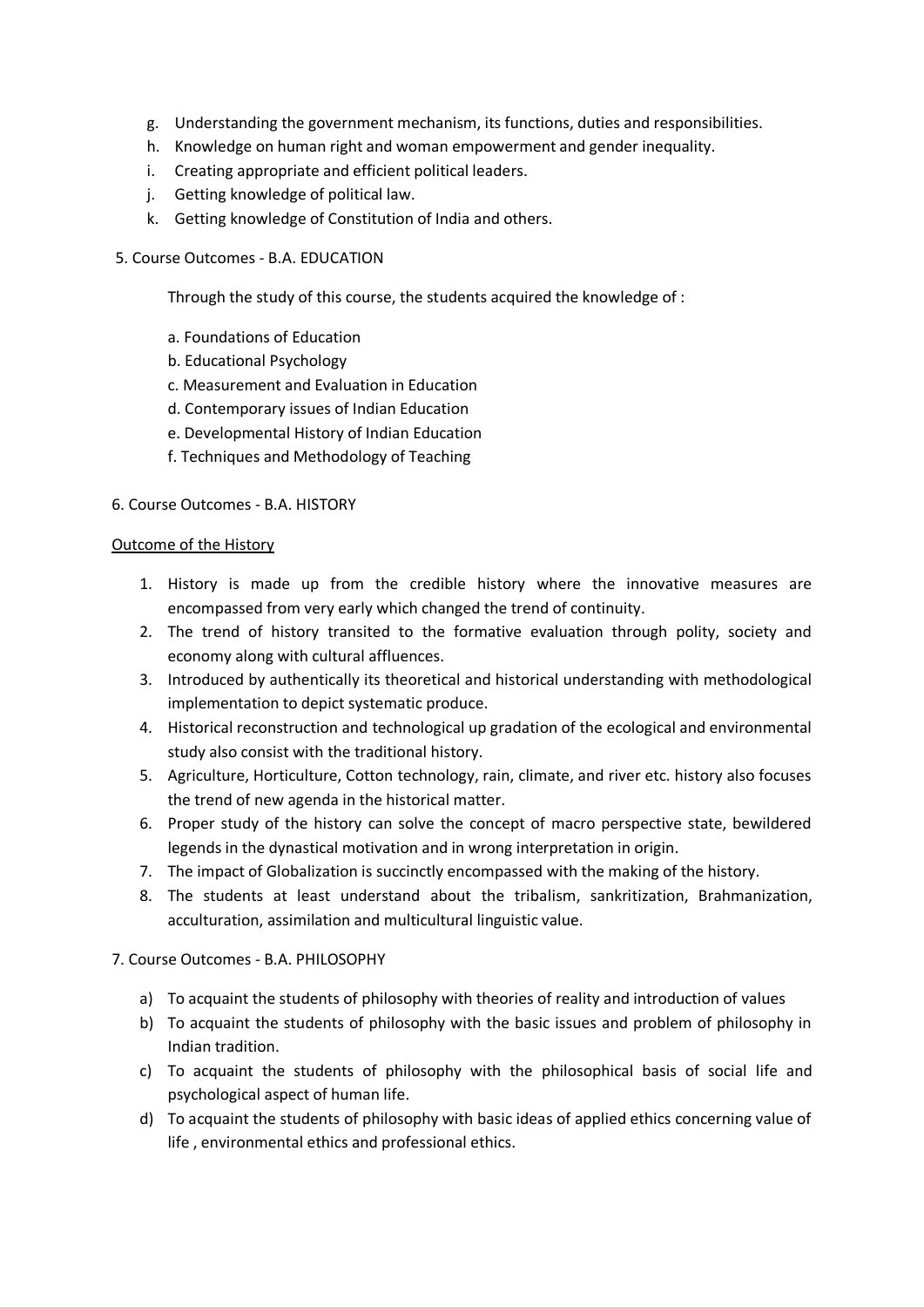g. Understanding the government mechanism, its functions, duties and responsibilities.
h. Knowledge on human right and woman empowerment and gender inequality.
i. Creating appropriate and efficient political leaders.
j. Getting knowledge of political law.
k. Getting knowledge of Constitution of India and others.

5. Course Outcomes - B.A. EDUCATION

Through the study of this course, the students acquired the knowledge of :

a. Foundations of Education
b. Educational Psychology
c. Measurement and Evaluation in Education
d. Contemporary issues of Indian Education
e. Developmental History of Indian Education
f. Techniques and Methodology of Teaching

6. Course Outcomes - B.A. HISTORY

<u>Outcome of the History</u>

1. History is made up from the credible history where the innovative measures are encompassed from very early which changed the trend of continuity.
2. The trend of history transited to the formative evaluation through polity, society and economy along with cultural affluences.
3. Introduced by authentically its theoretical and historical understanding with methodological implementation to depict systematic produce.
4. Historical reconstruction and technological up gradation of the ecological and environmental study also consist with the traditional history.
5. Agriculture, Horticulture, Cotton technology, rain, climate, and river etc. history also focuses the trend of new agenda in the historical matter.
6. Proper study of the history can solve the concept of macro perspective state, bewildered legends in the dynastical motivation and in wrong interpretation in origin.
7. The impact of Globalization is succinctly encompassed with the making of the history.
8. The students at least understand about the tribalism, sankritization, Brahmanization, acculturation, assimilation and multicultural linguistic value.

7. Course Outcomes - B.A. PHILOSOPHY

a) To acquaint the students of philosophy with theories of reality and introduction of values
b) To acquaint the students of philosophy with the basic issues and problem of philosophy in Indian tradition.
c) To acquaint the students of philosophy with the philosophical basis of social life and psychological aspect of human life.
d) To acquaint the students of philosophy with basic ideas of applied ethics concerning value of life , environmental ethics and professional ethics.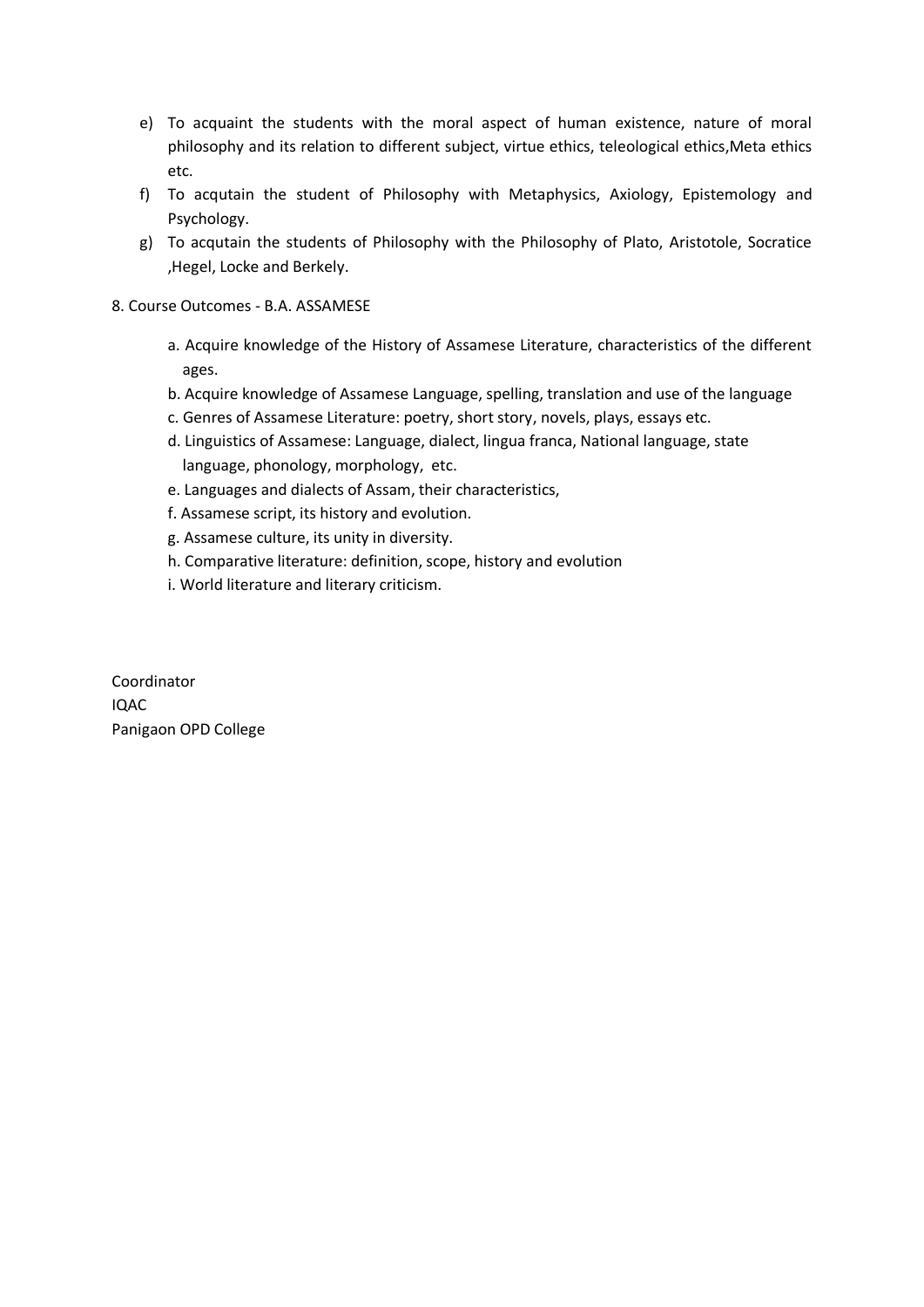e) To acquaint the students with the moral aspect of human existence, nature of moral philosophy and its relation to different subject, virtue ethics, teleological ethics,Meta ethics etc.

f) To acqutain the student of Philosophy with Metaphysics, Axiology, Epistemology and Psychology.

g) To acqutain the students of Philosophy with the Philosophy of Plato, Aristotole, Socratice ,Hegel, Locke and Berkely.

8. Course Outcomes - B.A. ASSAMESE

a. Acquire knowledge of the History of Assamese Literature, characteristics of the different ages.

b. Acquire knowledge of Assamese Language, spelling, translation and use of the language

c. Genres of Assamese Literature: poetry, short story, novels, plays, essays etc.

d. Linguistics of Assamese: Language, dialect, lingua franca, National language, state language, phonology, morphology, etc.

e. Languages and dialects of Assam, their characteristics,

f. Assamese script, its history and evolution.

g. Assamese culture, its unity in diversity.

h. Comparative literature: definition, scope, history and evolution

i. World literature and literary criticism.

Coordinator
IQAC
Panigaon OPD College